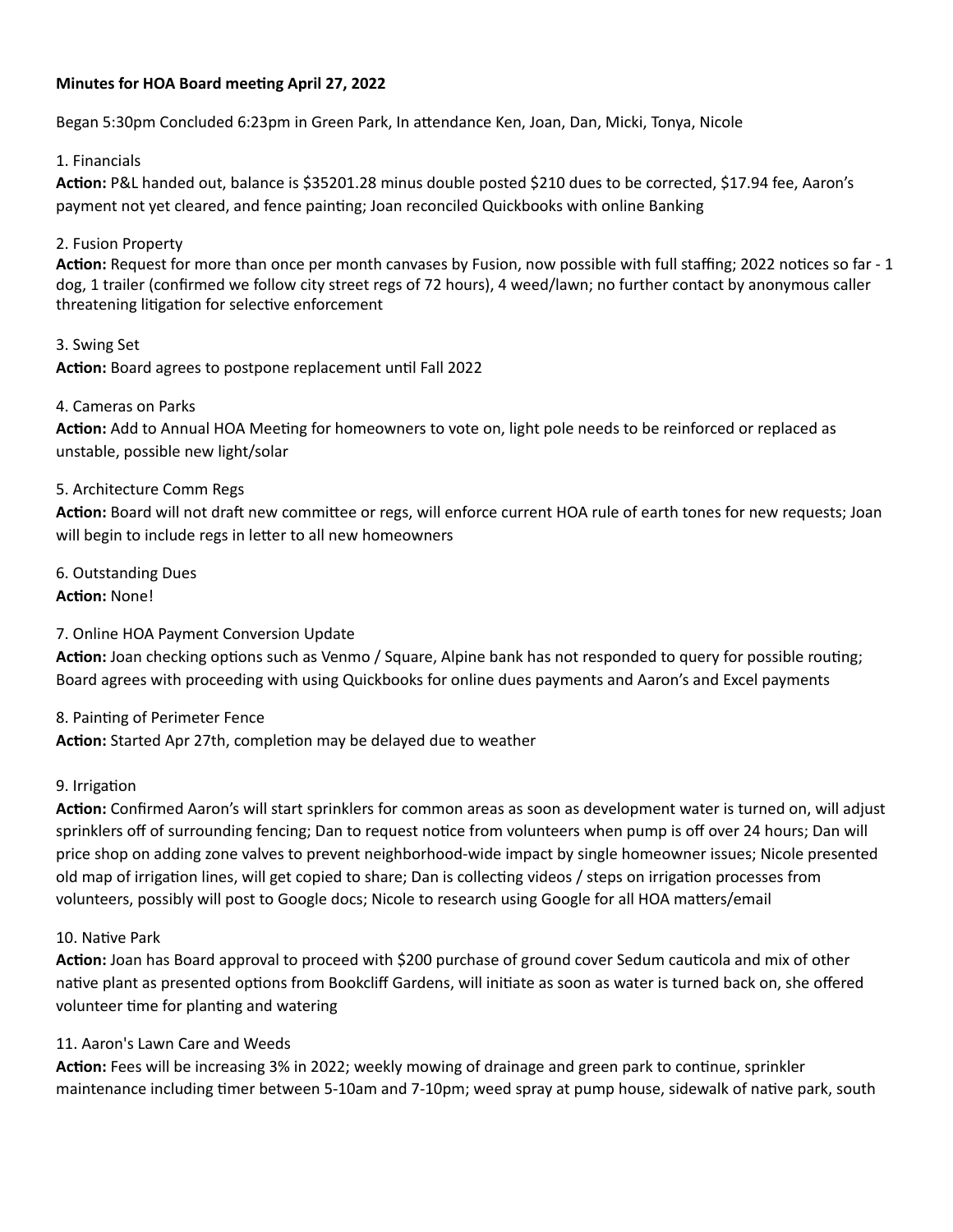**Minutes for HOA Board meeting April 27, 2022**

Began 5:30pm Concluded 6:23pm in Green Park, In attendance Ken, Joan, Dan, Micki, Tonya, Nicole

1. Financials
**Action:** P&L handed out, balance is $35201.28 minus double posted $210 dues to be corrected, $17.94 fee, Aaron's payment not yet cleared, and fence painting; Joan reconciled Quickbooks with online Banking

2. Fusion Property
**Action:** Request for more than once per month canvases by Fusion, now possible with full staffing; 2022 notices so far - 1 dog, 1 trailer (confirmed we follow city street regs of 72 hours), 4 weed/lawn; no further contact by anonymous caller threatening litigation for selective enforcement

3. Swing Set
**Action:** Board agrees to postpone replacement until Fall 2022

4. Cameras on Parks
**Action:** Add to Annual HOA Meeting for homeowners to vote on, light pole needs to be reinforced or replaced as unstable, possible new light/solar

5. Architecture Comm Regs
**Action:** Board will not draft new committee or regs, will enforce current HOA rule of earth tones for new requests; Joan will begin to include regs in letter to all new homeowners

6. Outstanding Dues
**Action:** None!

7. Online HOA Payment Conversion Update
**Action:** Joan checking options such as Venmo / Square, Alpine bank has not responded to query for possible routing; Board agrees with proceeding with using Quickbooks for online dues payments and Aaron's and Excel payments

8. Painting of Perimeter Fence
**Action:** Started Apr 27th, completion may be delayed due to weather

9. Irrigation
**Action:** Confirmed Aaron's will start sprinklers for common areas as soon as development water is turned on, will adjust sprinklers off of surrounding fencing; Dan to request notice from volunteers when pump is off over 24 hours; Dan will price shop on adding zone valves to prevent neighborhood-wide impact by single homeowner issues; Nicole presented old map of irrigation lines, will get copied to share; Dan is collecting videos / steps on irrigation processes from volunteers, possibly will post to Google docs; Nicole to research using Google for all HOA matters/email

10. Native Park
**Action:** Joan has Board approval to proceed with $200 purchase of ground cover Sedum cauticola and mix of other native plant as presented options from Bookcliff Gardens, will initiate as soon as water is turned back on, she offered volunteer time for planting and watering

11. Aaron's Lawn Care and Weeds
**Action:** Fees will be increasing 3% in 2022; weekly mowing of drainage and green park to continue, sprinkler maintenance including timer between 5-10am and 7-10pm; weed spray at pump house, sidewalk of native park, south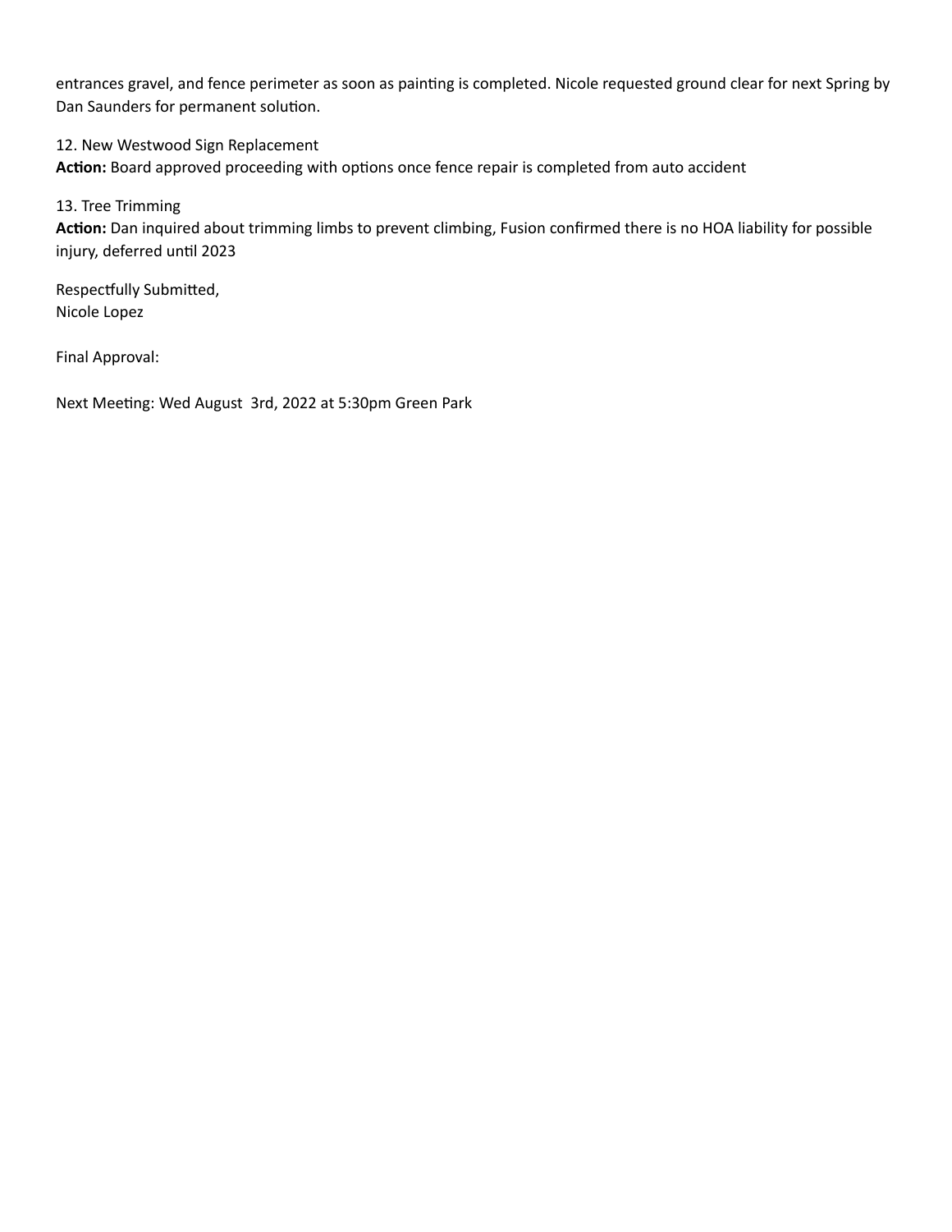entrances gravel, and fence perimeter as soon as painting is completed. Nicole requested ground clear for next Spring by Dan Saunders for permanent solution.

12. New Westwood Sign Replacement
**Action:** Board approved proceeding with options once fence repair is completed from auto accident

13. Tree Trimming
**Action:** Dan inquired about trimming limbs to prevent climbing, Fusion confirmed there is no HOA liability for possible injury, deferred until 2023

Respectfully Submitted,
Nicole Lopez

Final Approval:

Next Meeting: Wed August 3rd, 2022 at 5:30pm Green Park